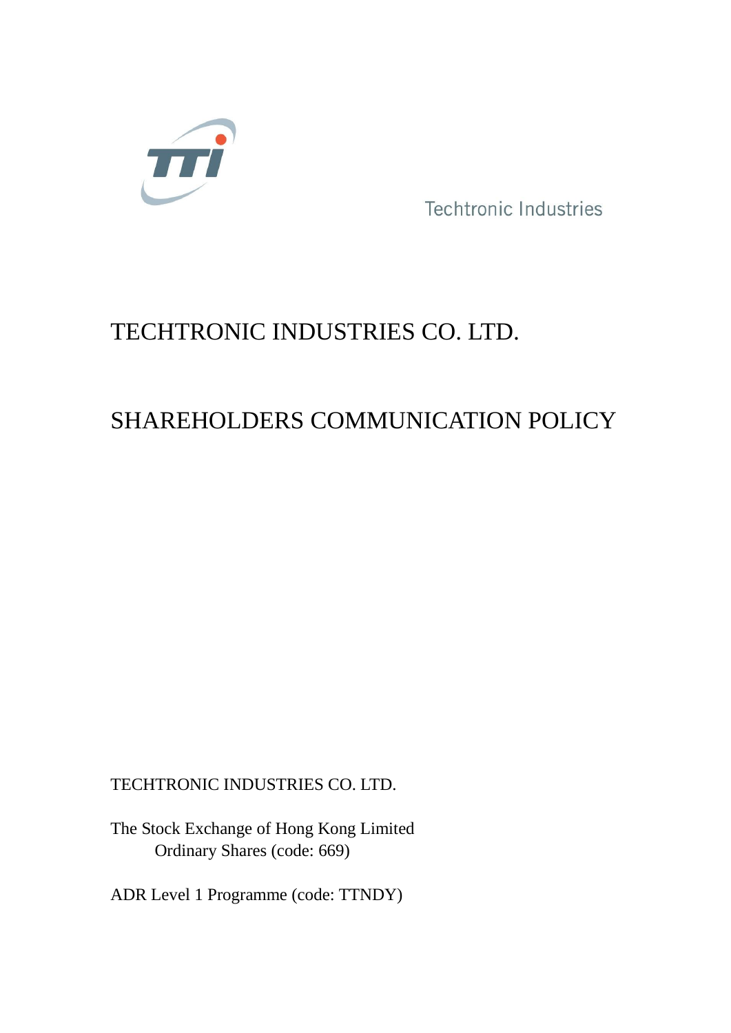Techtronic Industries

# TECHTRONIC INDUSTRIES CO. LTD.

# SHAREHOLDERS COMMUNICATION POLICY

TECHTRONIC INDUSTRIES CO. LTD.

The Stock Exchange of Hong Kong Limited
Ordinary Shares (code: 669)

ADR Level 1 Programme (code: TTNDY)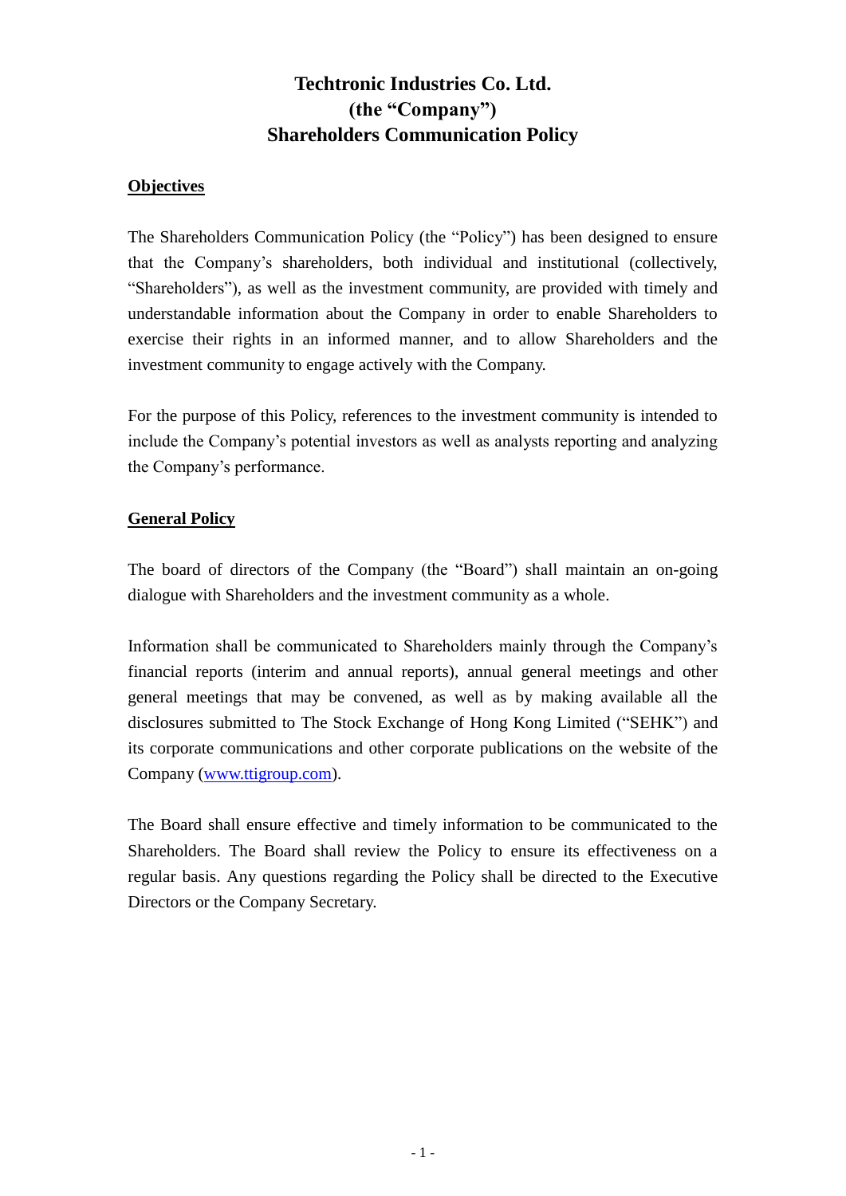# Techtronic Industries Co. Ltd.
# (the "Company")
# Shareholders Communication Policy

## Objectives

The Shareholders Communication Policy (the "Policy") has been designed to ensure that the Company's shareholders, both individual and institutional (collectively, "Shareholders"), as well as the investment community, are provided with timely and understandable information about the Company in order to enable Shareholders to exercise their rights in an informed manner, and to allow Shareholders and the investment community to engage actively with the Company.

For the purpose of this Policy, references to the investment community is intended to include the Company's potential investors as well as analysts reporting and analyzing the Company's performance.

## General Policy

The board of directors of the Company (the "Board") shall maintain an on-going dialogue with Shareholders and the investment community as a whole.

Information shall be communicated to Shareholders mainly through the Company's financial reports (interim and annual reports), annual general meetings and other general meetings that may be convened, as well as by making available all the disclosures submitted to The Stock Exchange of Hong Kong Limited ("SEHK") and its corporate communications and other corporate publications on the website of the Company (www.ttigroup.com).

The Board shall ensure effective and timely information to be communicated to the Shareholders. The Board shall review the Policy to ensure its effectiveness on a regular basis. Any questions regarding the Policy shall be directed to the Executive Directors or the Company Secretary.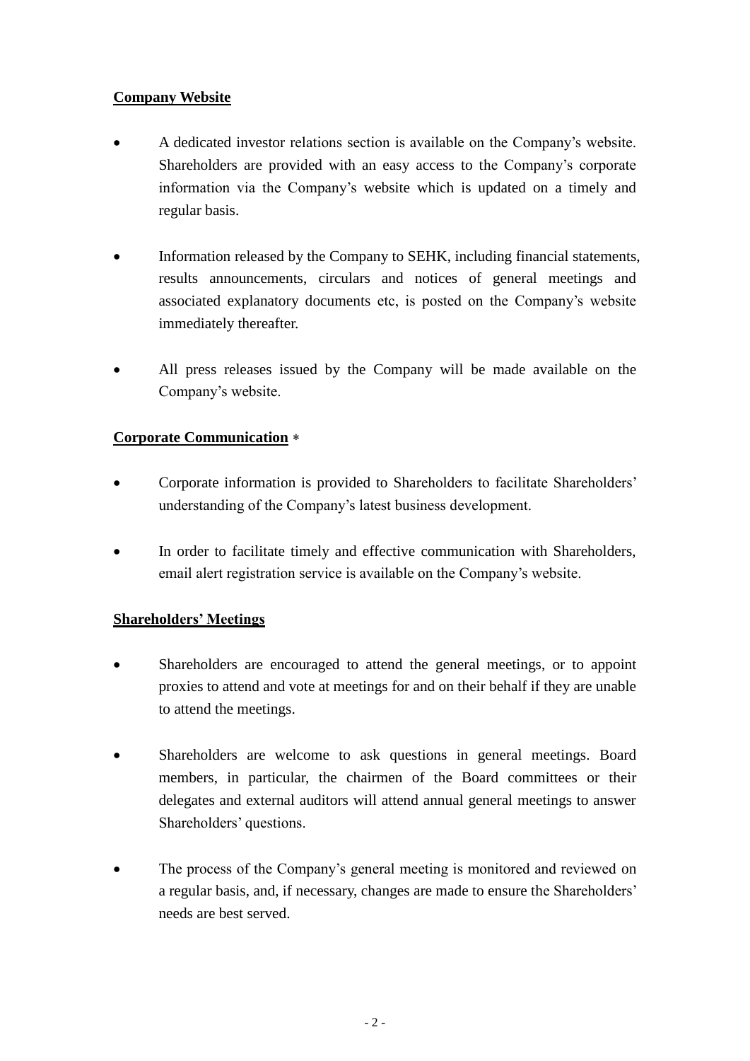**Company Website**

- A dedicated investor relations section is available on the Company's website. Shareholders are provided with an easy access to the Company's corporate information via the Company's website which is updated on a timely and regular basis.

- Information released by the Company to SEHK, including financial statements, results announcements, circulars and notices of general meetings and associated explanatory documents etc, is posted on the Company's website immediately thereafter.

- All press releases issued by the Company will be made available on the Company's website.

**Corporate Communication** *

- Corporate information is provided to Shareholders to facilitate Shareholders' understanding of the Company's latest business development.

- In order to facilitate timely and effective communication with Shareholders, email alert registration service is available on the Company's website.

**Shareholders' Meetings**

- Shareholders are encouraged to attend the general meetings, or to appoint proxies to attend and vote at meetings for and on their behalf if they are unable to attend the meetings.

- Shareholders are welcome to ask questions in general meetings. Board members, in particular, the chairmen of the Board committees or their delegates and external auditors will attend annual general meetings to answer Shareholders' questions.

- The process of the Company's general meeting is monitored and reviewed on a regular basis, and, if necessary, changes are made to ensure the Shareholders' needs are best served.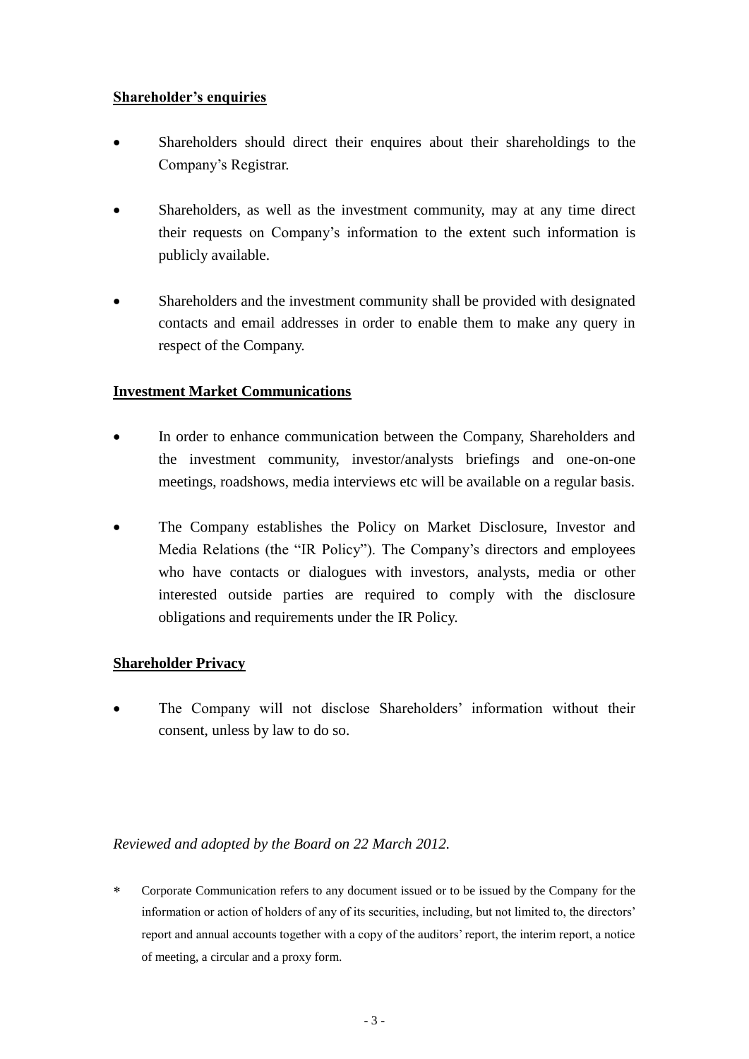**Shareholder's enquiries**

- Shareholders should direct their enquires about their shareholdings to the Company's Registrar.
- Shareholders, as well as the investment community, may at any time direct their requests on Company's information to the extent such information is publicly available.
- Shareholders and the investment community shall be provided with designated contacts and email addresses in order to enable them to make any query in respect of the Company.

**Investment Market Communications**

- In order to enhance communication between the Company, Shareholders and the investment community, investor/analysts briefings and one-on-one meetings, roadshows, media interviews etc will be available on a regular basis.
- The Company establishes the Policy on Market Disclosure, Investor and Media Relations (the "IR Policy"). The Company's directors and employees who have contacts or dialogues with investors, analysts, media or other interested outside parties are required to comply with the disclosure obligations and requirements under the IR Policy.

**Shareholder Privacy**

- The Company will not disclose Shareholders' information without their consent, unless by law to do so.

*Reviewed and adopted by the Board on 22 March 2012.*

\* Corporate Communication refers to any document issued or to be issued by the Company for the information or action of holders of any of its securities, including, but not limited to, the directors' report and annual accounts together with a copy of the auditors' report, the interim report, a notice of meeting, a circular and a proxy form.